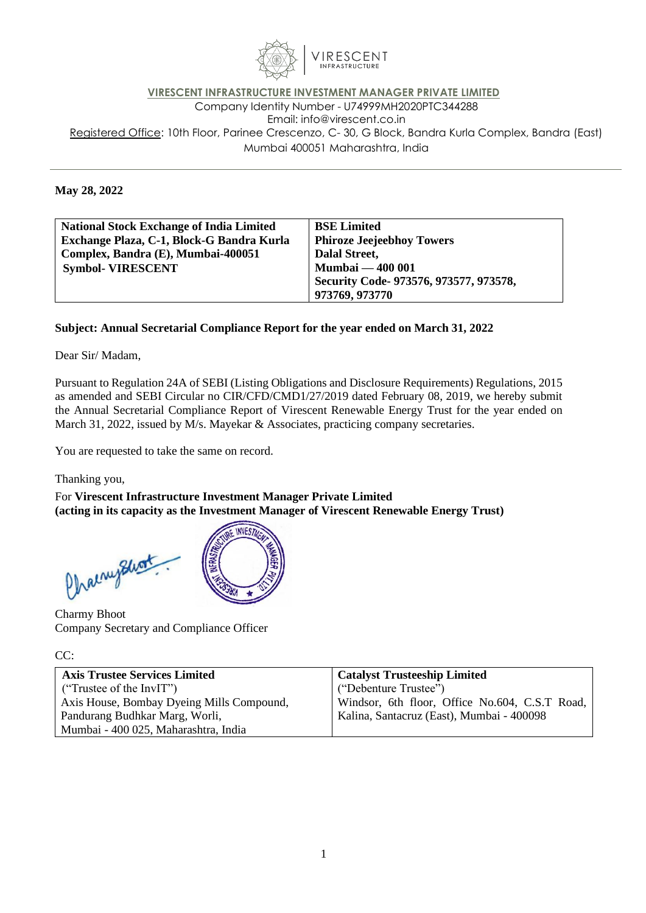**VIRESCENT INFRASTRUCTURE INVESTMENT MANAGER PRIVATE LIMITED**

Company Identity Number - U74999MH2020PTC344288

Email: info@virescent.co.in

Registered Office: 10th Floor, Parinee Crescenzo, C- 30, G Block, Bandra Kurla Complex, Bandra (East) Mumbai 400051 Maharashtra, India

---

**May 28, 2022**

| **National Stock Exchange of India Limited**<br>**Exchange Plaza, C-1, Block-G Bandra Kurla Complex, Bandra (E), Mumbai-400051**<br>**Symbol- VIRESCENT** | **BSE Limited**<br>**Phiroze Jeejeebhoy Towers**<br>**Dalal Street,**<br>**Mumbai — 400 001**<br>**Security Code- 973576, 973577, 973578, 973769, 973770** |
|---|---|

**Subject: Annual Secretarial Compliance Report for the year ended on March 31, 2022**

Dear Sir/ Madam,

Pursuant to Regulation 24A of SEBI (Listing Obligations and Disclosure Requirements) Regulations, 2015 as amended and SEBI Circular no CIR/CFD/CMD1/27/2019 dated February 08, 2019, we hereby submit the Annual Secretarial Compliance Report of Virescent Renewable Energy Trust for the year ended on March 31, 2022, issued by M/s. Mayekar & Associates, practicing company secretaries.

You are requested to take the same on record.

Thanking you,

For **Virescent Infrastructure Investment Manager Private Limited**
**(acting in its capacity as the Investment Manager of Virescent Renewable Energy Trust)**

Charmy Bhoot
Company Secretary and Compliance Officer

CC:

| **Axis Trustee Services Limited**<br>("Trustee of the InvIT")<br>Axis House, Bombay Dyeing Mills Compound, Pandurang Budhkar Marg, Worli, Mumbai - 400 025, Maharashtra, India | **Catalyst Trusteeship Limited**<br>("Debenture Trustee")<br>Windsor, 6th floor, Office No.604, C.S.T Road, Kalina, Santacruz (East), Mumbai - 400098 |
|---|---|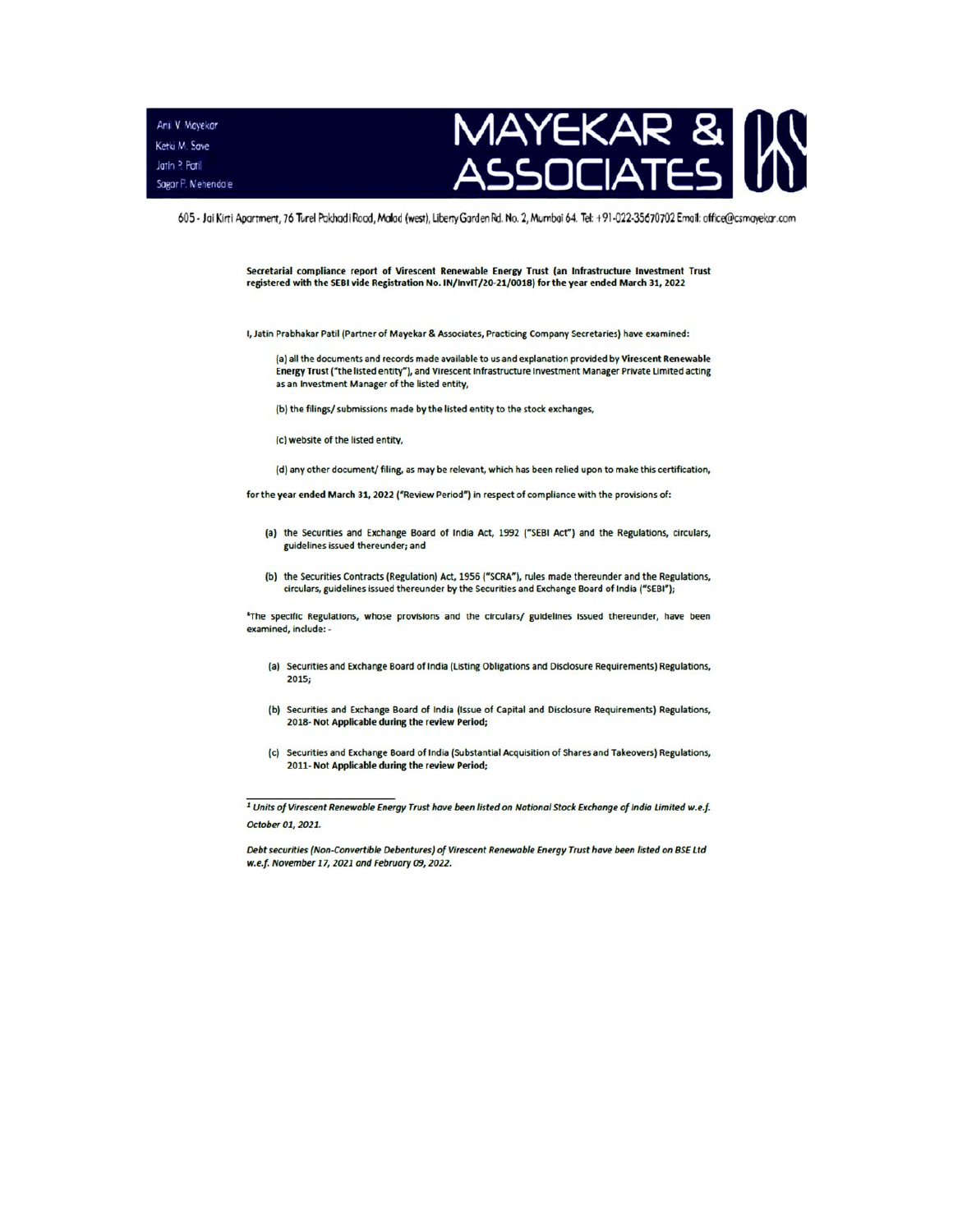Ani V. Mayekar
Ketki M. Save
Jatin P. Patil
Sagar P. Mehendale

# MAYEKAR & ASSOCIATES

605 - Jai Kirti Apartment, 76 Turel Pakhadi Road, Malad (west), Liberty Garden Rd. No. 2, Mumbai 64. Tel: +91-022-35670702 Email: office@csmayekar.com

**Secretarial compliance report of Virescent Renewable Energy Trust (an Infrastructure Investment Trust registered with the SEBI vide Registration No. IN/InvIT/20-21/0018) for the year ended March 31, 2022**

I, Jatin Prabhakar Patil (Partner of Mayekar & Associates, Practicing Company Secretaries) have examined:

(a) all the documents and records made available to us and explanation provided by **Virescent Renewable Energy Trust** ("the listed entity"), and Virescent Infrastructure Investment Manager Private Limited acting as an Investment Manager of the listed entity,

(b) the filings/ submissions made by the listed entity to the stock exchanges,

(c) website of the listed entity,

(d) any other document/ filing, as may be relevant, which has been relied upon to make this certification,

for the **year ended March 31, 2022 ("Review Period")** in respect of compliance with the provisions of:

(a) the Securities and Exchange Board of India Act, 1992 ("SEBI Act") and the Regulations, circulars, guidelines issued thereunder; and

(b) the Securities Contracts (Regulation) Act, 1956 ("SCRA"), rules made thereunder and the Regulations, circulars, guidelines issued thereunder by the Securities and Exchange Board of India ("SEBI");

[1]The specific Regulations, whose provisions and the circulars/ guidelines issued thereunder, have been examined, include: -

(a) Securities and Exchange Board of India (Listing Obligations and Disclosure Requirements) Regulations, 2015;

(b) Securities and Exchange Board of India (Issue of Capital and Disclosure Requirements) Regulations, 2018- **Not Applicable during the review Period;**

(c) Securities and Exchange Board of India (Substantial Acquisition of Shares and Takeovers) Regulations, 2011- **Not Applicable during the review Period;**

---

[1] *Units of Virescent Renewable Energy Trust have been listed on National Stock Exchange of India Limited w.e.f. October 01, 2021.*

*Debt securities (Non-Convertible Debentures) of Virescent Renewable Energy Trust have been listed on BSE Ltd w.e.f. November 17, 2021 and February 09, 2022.*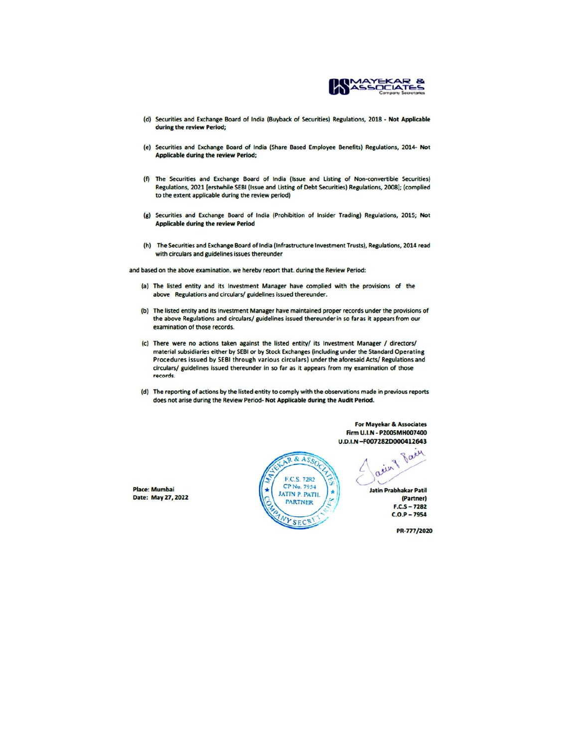(d) Securities and Exchange Board of India (Buyback of Securities) Regulations, 2018 - **Not Applicable during the review Period;**

(e) Securities and Exchange Board of India (Share Based Employee Benefits) Regulations, 2014- **Not Applicable during the review Period;**

(f) The Securities and Exchange Board of India (Issue and Listing of Non-convertible Securities) Regulations, 2021 [erstwhile SEBI (Issue and Listing of Debt Securities) Regulations, 2008]; (complied to the extent applicable during the review period)

(g) Securities and Exchange Board of India (Prohibition of Insider Trading) Regulations, 2015; **Not Applicable during the review Period**

(h) The Securities and Exchange Board of India (Infrastructure Investment Trusts), Regulations, 2014 read with circulars and guidelines issues thereunder

and based on the above examination. we hereby report that. during the Review Period:

(a) The listed entity and its Investment Manager have complied with the provisions of the above Regulations and circulars/ guidelines issued thereunder.

(b) The listed entity and its Investment Manager have maintained proper records under the provisions of the above Regulations and circulars/ guidelines issued thereunder in so far as it appears from our examination of those records.

(c) There were no actions taken against the listed entity/ its Investment Manager / directors/ material subsidiaries either by SEBI or by Stock Exchanges (including under the Standard Operating Procedures issued by SEBI through various circulars) under the aforesaid Acts/ Regulations and circulars/ guidelines issued thereunder in so far as it appears from my examination of those records.

(d) The reporting of actions by the listed entity to comply with the observations made in previous reports does not arise during the Review Period- **Not Applicable during the Audit Period.**

**For Mayekar & Associates**
**Firm U.I.N - P2005MH007400**
**U.D.I.N -F007282D000412643**

**Place: Mumbai**
**Date: May 27, 2022**

**Jatin Prabhakar Patil**
**(Partner)**
**F.C.S – 7282**
**C.O.P – 7954**

**PR-777/2020**